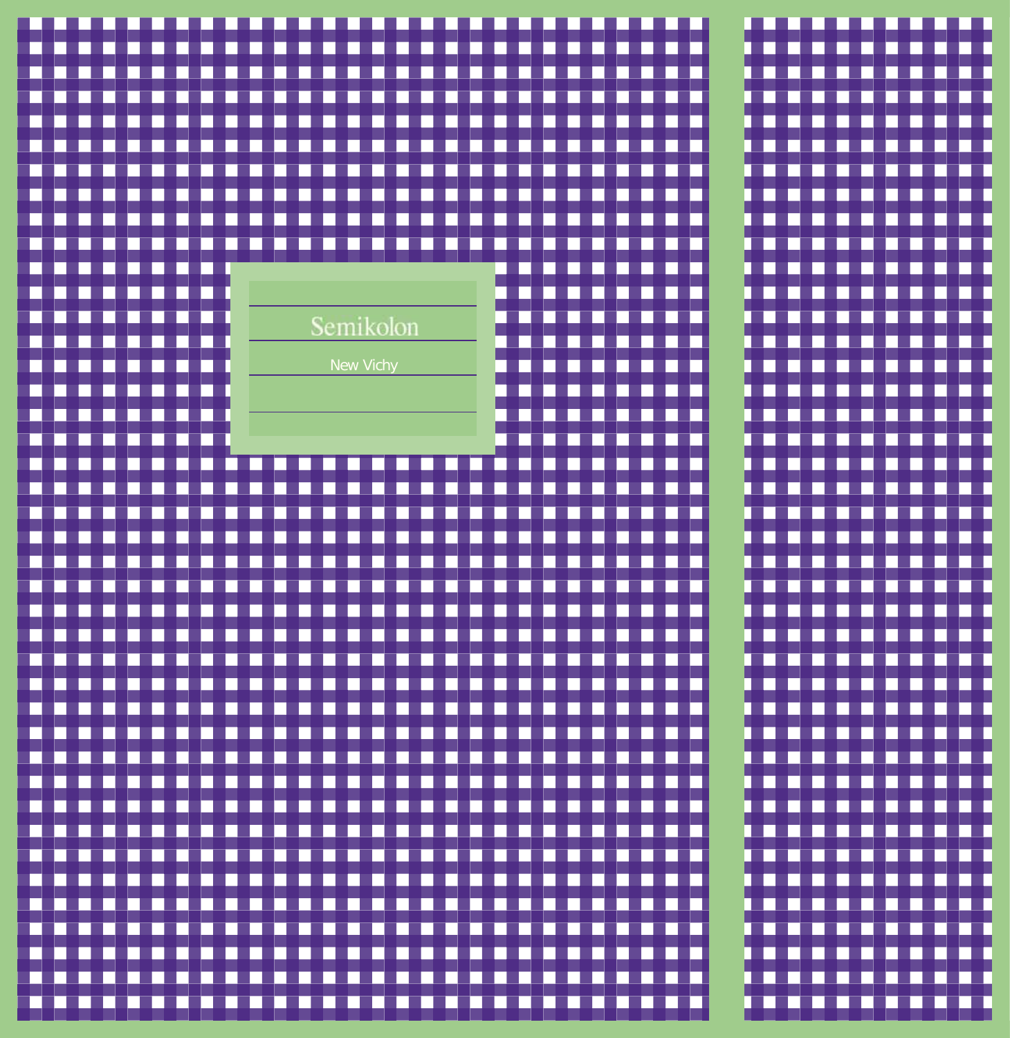Semikolon

New Vichy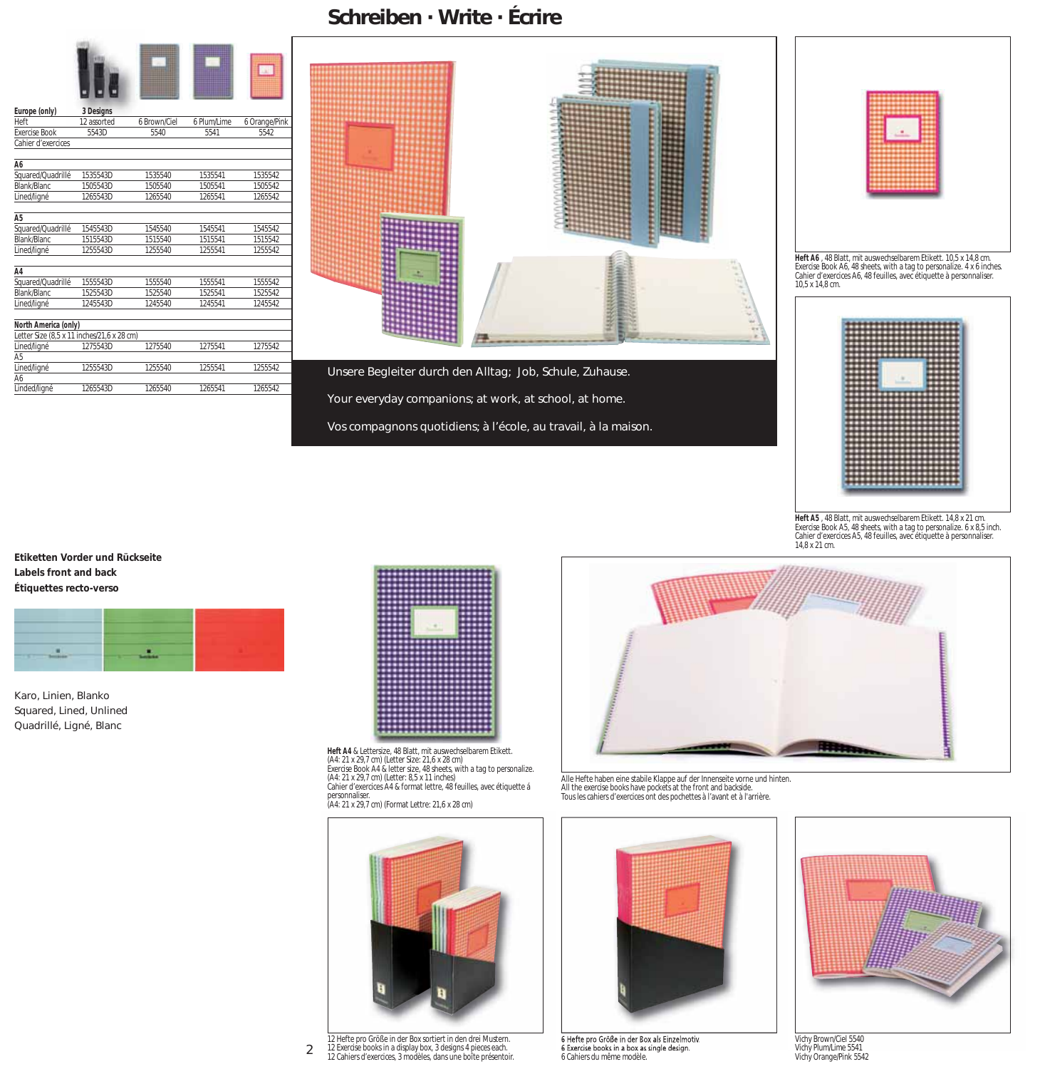# Schreiben · Write · Écrire

| Europe (only) | 3 Designs | | | |
|---|---|---|---|---|
| Heft | 12 assorted | 6 Brown/Ciel | 6 Plum/Lime | 6 Orange/Pink |
| Exercise Book | 5543D | 5540 | 5541 | 5542 |
| Cahier d'exercices | | | | |
| **A6** | | | | |
| Squared/Quadrillé | 1535543D | 1535540 | 1535541 | 1535542 |
| Blank/Blanc | 1505543D | 1505540 | 1505541 | 1505542 |
| Lined/ligné | 1265543D | 1265540 | 1265541 | 1265542 |
| **A5** | | | | |
| Squared/Quadrillé | 1545543D | 1545540 | 1545541 | 1545542 |
| Blank/Blanc | 1515543D | 1515540 | 1515541 | 1515542 |
| Lined/ligné | 1255543D | 1255540 | 1255541 | 1255542 |
| **A4** | | | | |
| Squared/Quadrillé | 1555543D | 1555540 | 1555541 | 1555542 |
| Blank/Blanc | 1525543D | 1525540 | 1525541 | 1525542 |
| Lined/ligné | 1245543D | 1245540 | 1245541 | 1245542 |
| **North America (only)** | | | | |
| Letter Size (8,5 x 11 inches/21,6 x 28 cm) | | | | |
| Lined/ligné | 1275543D | 1275540 | 1275541 | 1275542 |
| A5 | | | | |
| Lined/ligné | 1255543D | 1255540 | 1255541 | 1255542 |
| A6 | | | | |
| Linded/ligné | 1265543D | 1265540 | 1265541 | 1265542 |

Unsere Begleiter durch den Alltag; Job, Schule, Zuhause.

Your everyday companions; at work, at school, at home.

Vos compagnons quotidiens; à l'école, au travail, à la maison.

**Heft A6** , 48 Blatt, mit auswechselbarem Etikett. 10,5 x 14,8 cm.
Exercise Book A6, 48 sheets, with a tag to personalize. 4 x 6 inches.
Cahier d'exercices A6, 48 feuilles, avec étiquette à personnaliser.
10,5 x 14,8 cm.

**Heft A5** , 48 Blatt, mit auswechselbarem Etikett. 14,8 x 21 cm.
Exercise Book A5, 48 sheets, with a tag to personalize. 6 x 8,5 inch.
Cahier d'exercices A5, 48 feuilles, avec étiquette à personnaliser.
14,8 x 21 cm.

**Etiketten Vorder und Rückseite**
**Labels front and back**
**Étiquettes recto-verso**

Karo, Linien, Blanko
Squared, Lined, Unlined
Quadrillé, Ligné, Blanc

**Heft A4** & Lettersize, 48 Blatt, mit auswechselbarem Etikett.
(A4: 21 x 29,7 cm) (Letter Size: 21,6 x 28 cm)
Exercise Book A4 & letter size, 48 sheets, with a tag to personalize.
(A4: 21 x 29,7 cm) (Letter: 8,5 x 11 inches)
Cahier d'exercices A4 & format lettre, 48 feuilles, avec étiquette á personnaliser.
(A4: 21 x 29,7 cm) (Format Lettre: 21,6 x 28 cm)

Alle Hefte haben eine stabile Klappe auf der Innenseite vorne und hinten.
All the exercise books have pockets at the front and backside.
Tous les cahiers d'exercices ont des pochettes à l'avant et à l'arrière.

12 Hefte pro Größe in der Box sortiert in den drei Mustern.
12 Exercise books in a display box, 3 designs 4 pieces each.
12 Cahiers d'exercices, 3 modèles, dans une boîte présentoir.

6 Hefte pro Größe in der Box als Einzelmotiv.
6 Exercise books in a box as single design.
6 Cahiers du même modèle.

Vichy Brown/Ciel 5540
Vichy Plum/Lime 5541
Vichy Orange/Pink 5542